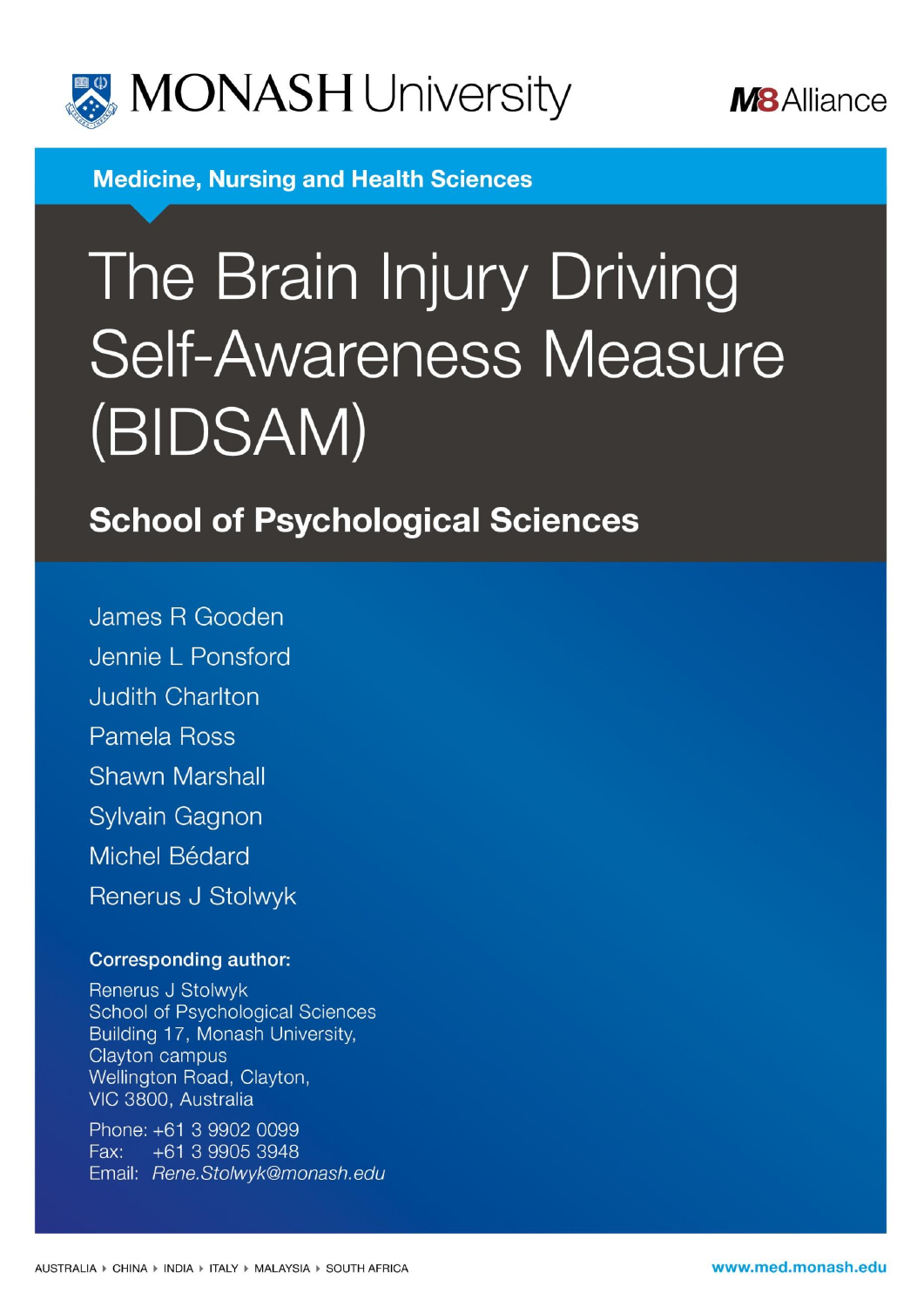MONASH University

M8 Alliance

Medicine, Nursing and Health Sciences

# The Brain Injury Driving Self-Awareness Measure (BIDSAM)

## School of Psychological Sciences

James R Gooden

Jennie L Ponsford

Judith Charlton

Pamela Ross

Shawn Marshall

Sylvain Gagnon

Michel Bédard

Renerus J Stolwyk

**Corresponding author:**

Renerus J Stolwyk
School of Psychological Sciences
Building 17, Monash University,
Clayton campus
Wellington Road, Clayton,
VIC 3800, Australia

Phone: +61 3 9902 0099
Fax: +61 3 9905 3948
Email: *Rene.Stolwyk@monash.edu*

AUSTRALIA ▸ CHINA ▸ INDIA ▸ ITALY ▸ MALAYSIA ▸ SOUTH AFRICA

www.med.monash.edu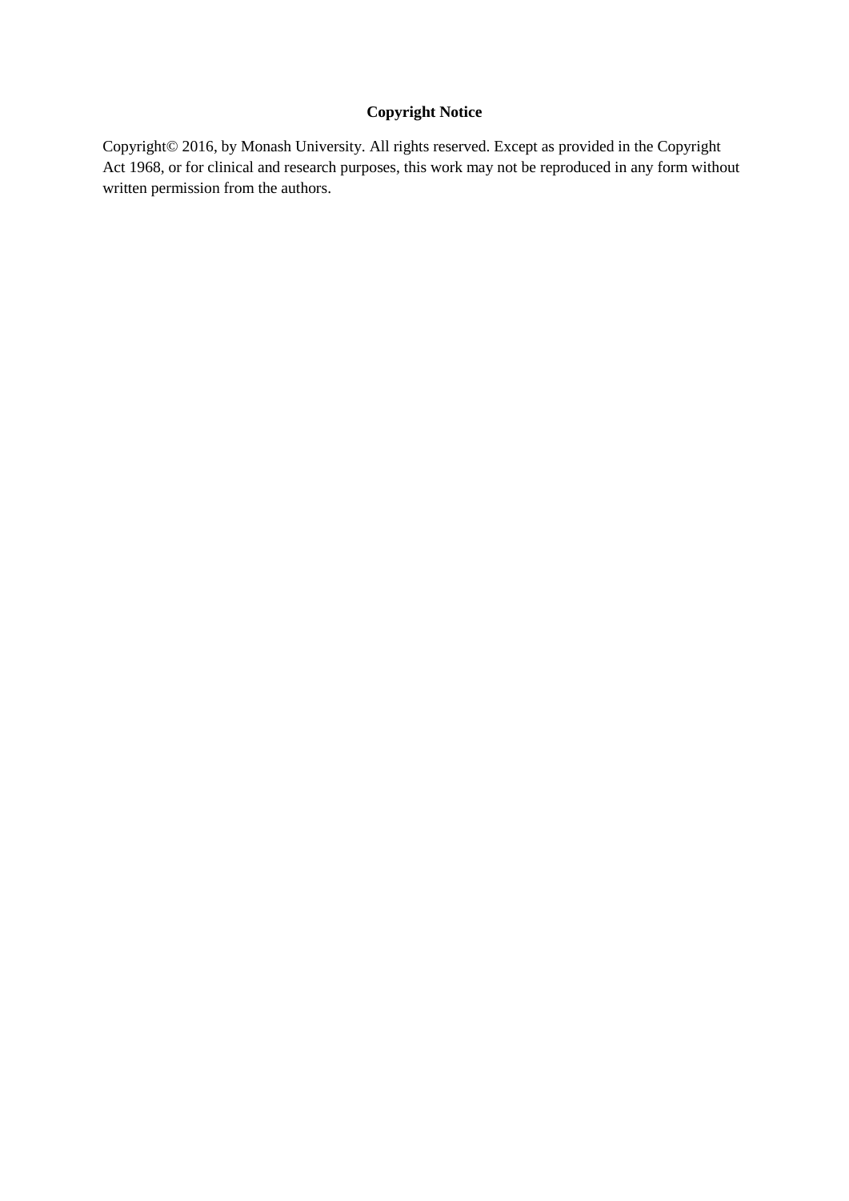**Copyright Notice**

Copyright© 2016, by Monash University. All rights reserved. Except as provided in the Copyright Act 1968, or for clinical and research purposes, this work may not be reproduced in any form without written permission from the authors.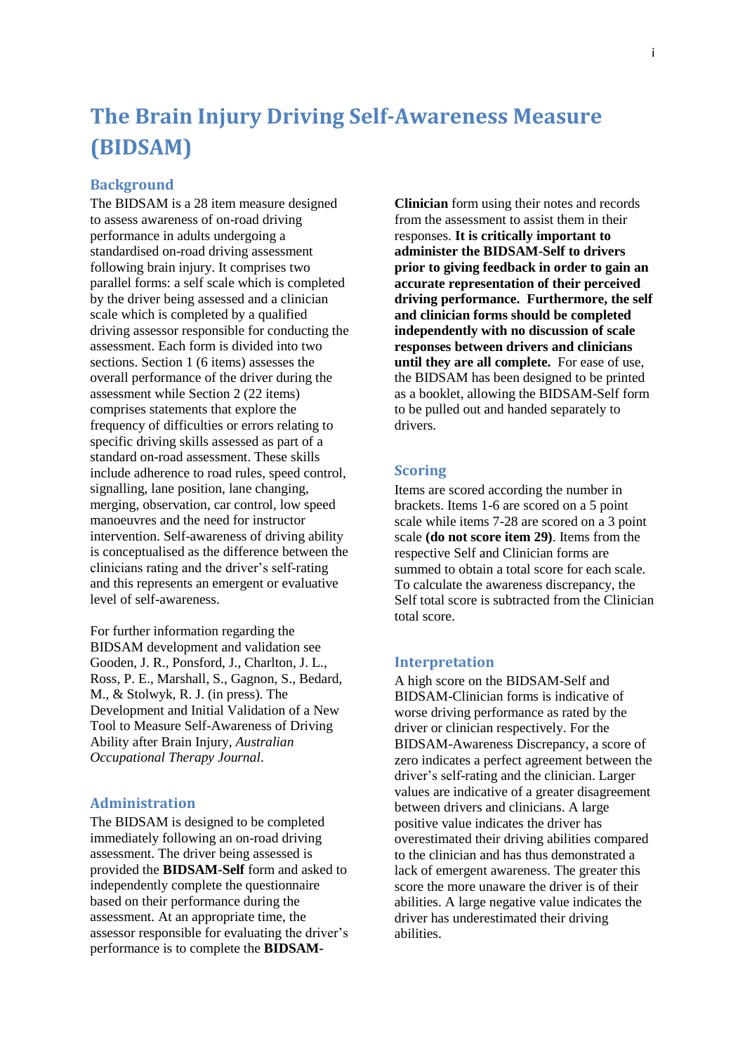# The Brain Injury Driving Self-Awareness Measure (BIDSAM)

## Background

The BIDSAM is a 28 item measure designed to assess awareness of on-road driving performance in adults undergoing a standardised on-road driving assessment following brain injury. It comprises two parallel forms: a self scale which is completed by the driver being assessed and a clinician scale which is completed by a qualified driving assessor responsible for conducting the assessment. Each form is divided into two sections. Section 1 (6 items) assesses the overall performance of the driver during the assessment while Section 2 (22 items) comprises statements that explore the frequency of difficulties or errors relating to specific driving skills assessed as part of a standard on-road assessment. These skills include adherence to road rules, speed control, signalling, lane position, lane changing, merging, observation, car control, low speed manoeuvres and the need for instructor intervention. Self-awareness of driving ability is conceptualised as the difference between the clinicians rating and the driver's self-rating and this represents an emergent or evaluative level of self-awareness.

For further information regarding the BIDSAM development and validation see Gooden, J. R., Ponsford, J., Charlton, J. L., Ross, P. E., Marshall, S., Gagnon, S., Bedard, M., & Stolwyk, R. J. (in press). The Development and Initial Validation of a New Tool to Measure Self-Awareness of Driving Ability after Brain Injury, *Australian Occupational Therapy Journal*.

## Administration

The BIDSAM is designed to be completed immediately following an on-road driving assessment. The driver being assessed is provided the **BIDSAM-Self** form and asked to independently complete the questionnaire based on their performance during the assessment. At an appropriate time, the assessor responsible for evaluating the driver's performance is to complete the **BIDSAM-Clinician** form using their notes and records from the assessment to assist them in their responses. **It is critically important to administer the BIDSAM-Self to drivers prior to giving feedback in order to gain an accurate representation of their perceived driving performance. Furthermore, the self and clinician forms should be completed independently with no discussion of scale responses between drivers and clinicians until they are all complete.** For ease of use, the BIDSAM has been designed to be printed as a booklet, allowing the BIDSAM-Self form to be pulled out and handed separately to drivers.

## Scoring

Items are scored according the number in brackets. Items 1-6 are scored on a 5 point scale while items 7-28 are scored on a 3 point scale **(do not score item 29)**. Items from the respective Self and Clinician forms are summed to obtain a total score for each scale. To calculate the awareness discrepancy, the Self total score is subtracted from the Clinician total score.

## Interpretation

A high score on the BIDSAM-Self and BIDSAM-Clinician forms is indicative of worse driving performance as rated by the driver or clinician respectively. For the BIDSAM-Awareness Discrepancy, a score of zero indicates a perfect agreement between the driver's self-rating and the clinician. Larger values are indicative of a greater disagreement between drivers and clinicians. A large positive value indicates the driver has overestimated their driving abilities compared to the clinician and has thus demonstrated a lack of emergent awareness. The greater this score the more unaware the driver is of their abilities. A large negative value indicates the driver has underestimated their driving abilities.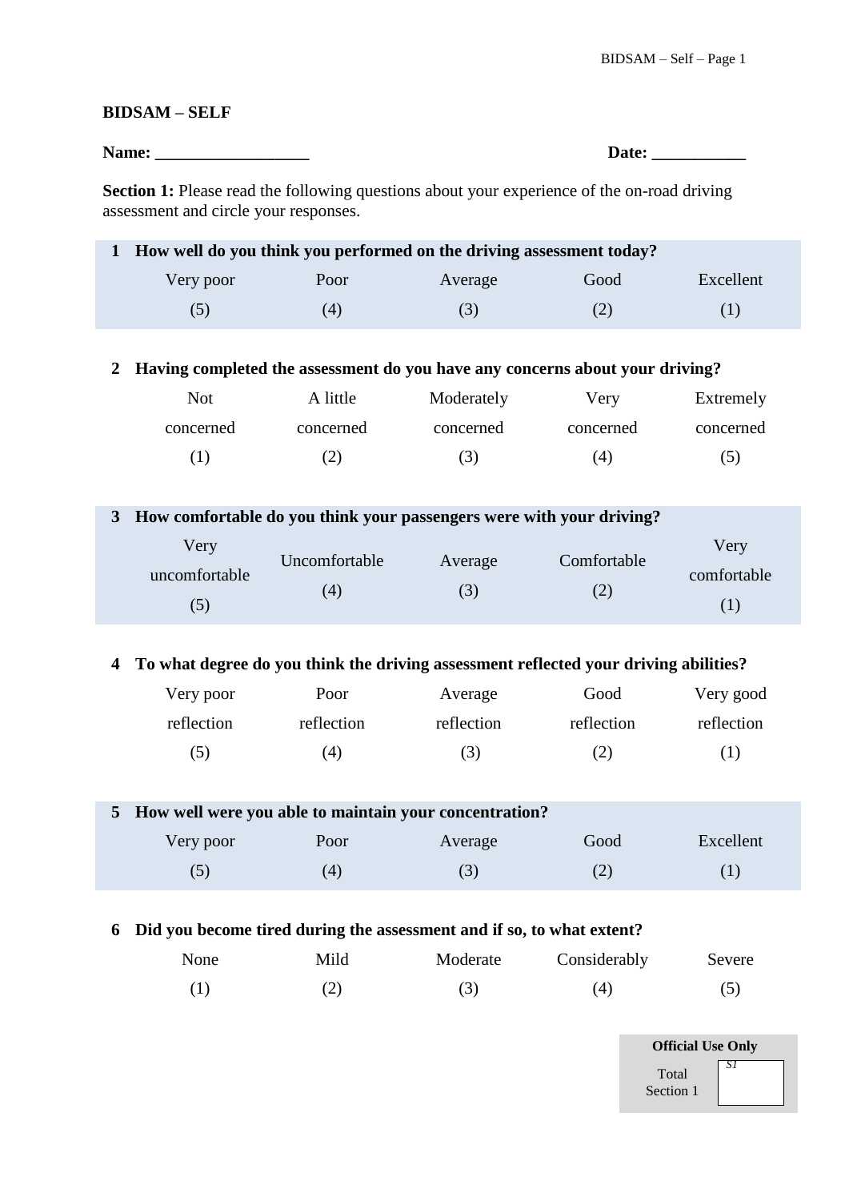**BIDSAM – SELF**

**Name: __________________** **Date: ___________**

**Section 1:** Please read the following questions about your experience of the on-road driving assessment and circle your responses.

**1 How well do you think you performed on the driving assessment today?**

| Very poor | Poor | Average | Good | Excellent |
|---|---|---|---|---|
| (5) | (4) | (3) | (2) | (1) |

**2 Having completed the assessment do you have any concerns about your driving?**

| Not concerned | A little concerned | Moderately concerned | Very concerned | Extremely concerned |
|---|---|---|---|---|
| (1) | (2) | (3) | (4) | (5) |

**3 How comfortable do you think your passengers were with your driving?**

| Very uncomfortable | Uncomfortable | Average | Comfortable | Very comfortable |
|---|---|---|---|---|
| (5) | (4) | (3) | (2) | (1) |

**4 To what degree do you think the driving assessment reflected your driving abilities?**

| Very poor reflection | Poor reflection | Average reflection | Good reflection | Very good reflection |
|---|---|---|---|---|
| (5) | (4) | (3) | (2) | (1) |

**5 How well were you able to maintain your concentration?**

| Very poor | Poor | Average | Good | Excellent |
|---|---|---|---|---|
| (5) | (4) | (3) | (2) | (1) |

**6 Did you become tired during the assessment and if so, to what extent?**

| None | Mild | Moderate | Considerably | Severe |
|---|---|---|---|---|
| (1) | (2) | (3) | (4) | (5) |

| **Official Use Only** | |
|---|---|
| Total Section 1 | *S1* |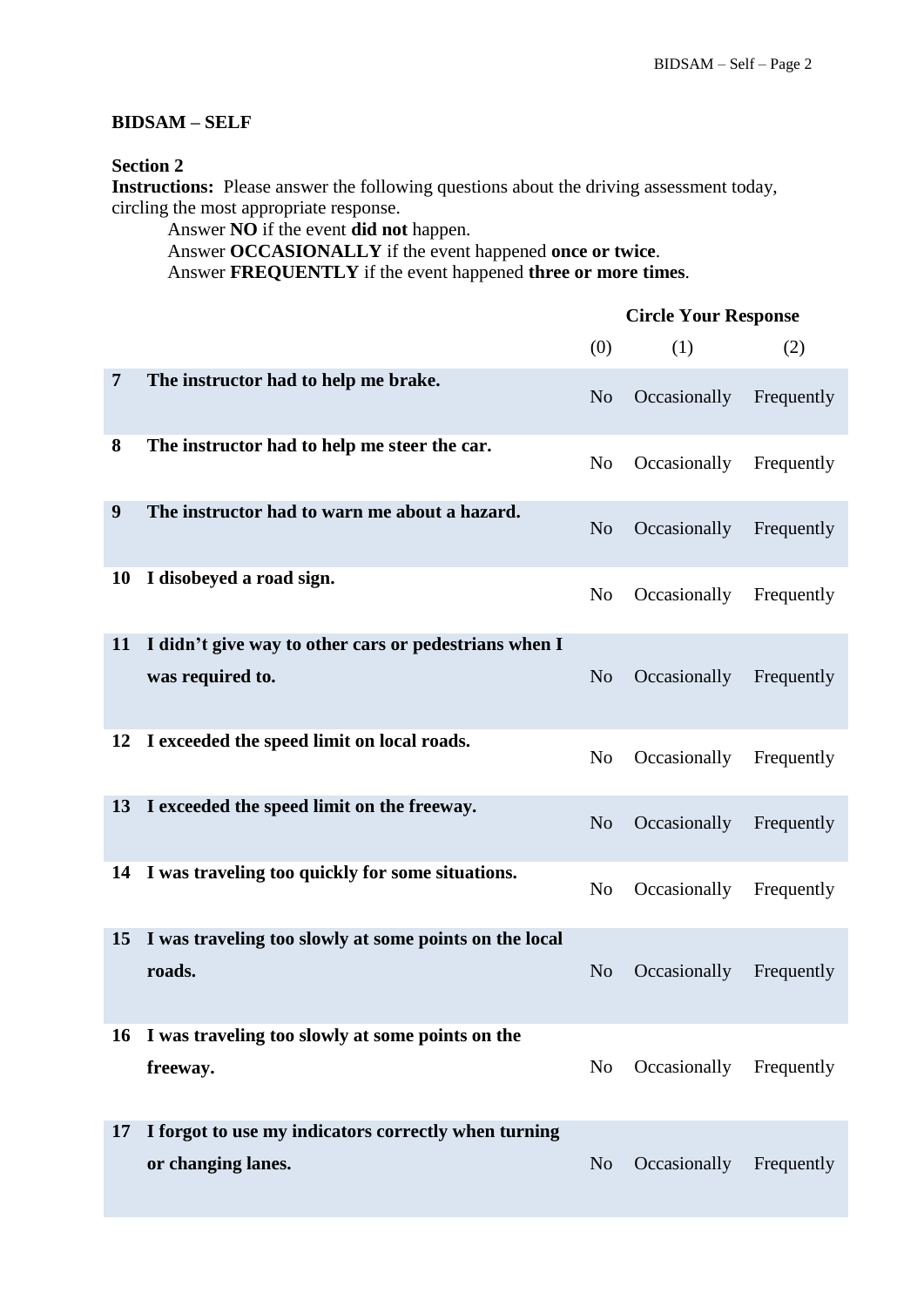**BIDSAM – SELF**

**Section 2**

**Instructions:** Please answer the following questions about the driving assessment today, circling the most appropriate response.

Answer **NO** if the event **did not** happen.
Answer **OCCASIONALLY** if the event happened **once or twice**.
Answer **FREQUENTLY** if the event happened **three or more times**.

| | | Circle Your Response | | |
|---|---|---|---|---|
| | | (0) | (1) | (2) |
| **7** | **The instructor had to help me brake.** | No | Occasionally | Frequently |
| **8** | **The instructor had to help me steer the car.** | No | Occasionally | Frequently |
| **9** | **The instructor had to warn me about a hazard.** | No | Occasionally | Frequently |
| **10** | **I disobeyed a road sign.** | No | Occasionally | Frequently |
| **11** | **I didn't give way to other cars or pedestrians when I was required to.** | No | Occasionally | Frequently |
| **12** | **I exceeded the speed limit on local roads.** | No | Occasionally | Frequently |
| **13** | **I exceeded the speed limit on the freeway.** | No | Occasionally | Frequently |
| **14** | **I was traveling too quickly for some situations.** | No | Occasionally | Frequently |
| **15** | **I was traveling too slowly at some points on the local roads.** | No | Occasionally | Frequently |
| **16** | **I was traveling too slowly at some points on the freeway.** | No | Occasionally | Frequently |
| **17** | **I forgot to use my indicators correctly when turning or changing lanes.** | No | Occasionally | Frequently |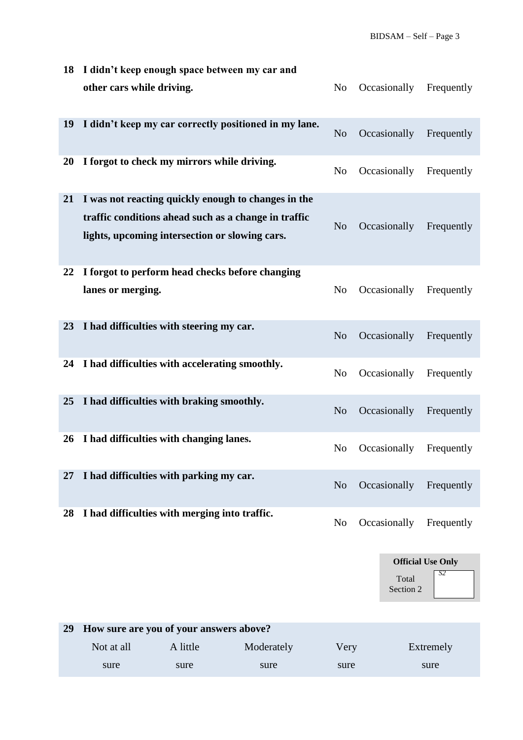| | | | | |
|---|---|---|---|---|
| **18** | **I didn't keep enough space between my car and other cars while driving.** | No | Occasionally | Frequently |
| **19** | **I didn't keep my car correctly positioned in my lane.** | No | Occasionally | Frequently |
| **20** | **I forgot to check my mirrors while driving.** | No | Occasionally | Frequently |
| **21** | **I was not reacting quickly enough to changes in the traffic conditions ahead such as a change in traffic lights, upcoming intersection or slowing cars.** | No | Occasionally | Frequently |
| **22** | **I forgot to perform head checks before changing lanes or merging.** | No | Occasionally | Frequently |
| **23** | **I had difficulties with steering my car.** | No | Occasionally | Frequently |
| **24** | **I had difficulties with accelerating smoothly.** | No | Occasionally | Frequently |
| **25** | **I had difficulties with braking smoothly.** | No | Occasionally | Frequently |
| **26** | **I had difficulties with changing lanes.** | No | Occasionally | Frequently |
| **27** | **I had difficulties with parking my car.** | No | Occasionally | Frequently |
| **28** | **I had difficulties with merging into traffic.** | No | Occasionally | Frequently |

| **Official Use Only** | |
|---|---|
| Total Section 2 | *S2* |

**29 How sure are you of your answers above?**

| Not at all sure | A little sure | Moderately sure | Very sure | Extremely sure |
|---|---|---|---|---|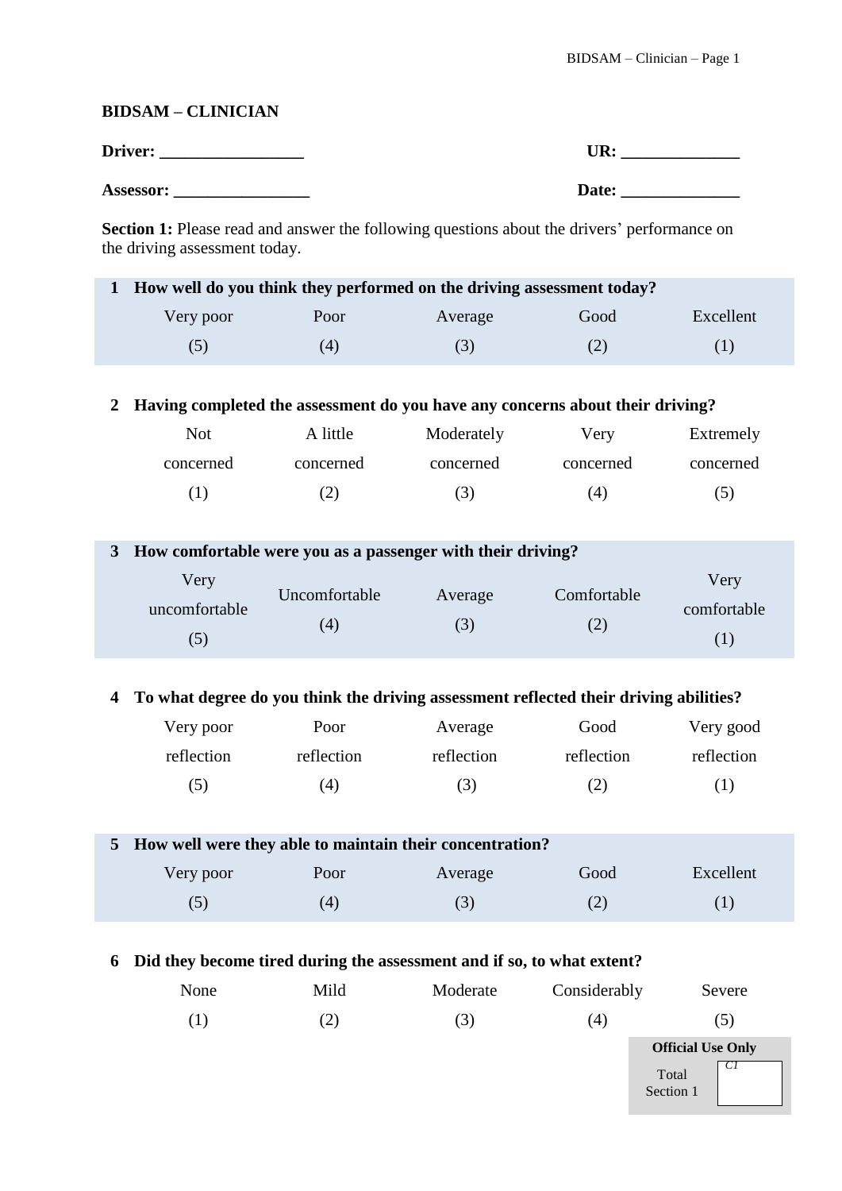**BIDSAM – CLINICIAN**

**Driver: _________________** **UR: ______________**

**Assessor: ________________** **Date: ______________**

**Section 1:** Please read and answer the following questions about the drivers' performance on the driving assessment today.

**1 How well do you think they performed on the driving assessment today?**

| Very poor | Poor | Average | Good | Excellent |
|---|---|---|---|---|
| (5) | (4) | (3) | (2) | (1) |

**2 Having completed the assessment do you have any concerns about their driving?**

| Not concerned | A little concerned | Moderately concerned | Very concerned | Extremely concerned |
|---|---|---|---|---|
| (1) | (2) | (3) | (4) | (5) |

**3 How comfortable were you as a passenger with their driving?**

| Very uncomfortable | Uncomfortable | Average | Comfortable | Very comfortable |
|---|---|---|---|---|
| (5) | (4) | (3) | (2) | (1) |

**4 To what degree do you think the driving assessment reflected their driving abilities?**

| Very poor reflection | Poor reflection | Average reflection | Good reflection | Very good reflection |
|---|---|---|---|---|
| (5) | (4) | (3) | (2) | (1) |

**5 How well were they able to maintain their concentration?**

| Very poor | Poor | Average | Good | Excellent |
|---|---|---|---|---|
| (5) | (4) | (3) | (2) | (1) |

**6 Did they become tired during the assessment and if so, to what extent?**

| None | Mild | Moderate | Considerably | Severe |
|---|---|---|---|---|
| (1) | (2) | (3) | (4) | (5) |

| **Official Use Only** | |
|---|---|
| Total Section 1 | *C1* |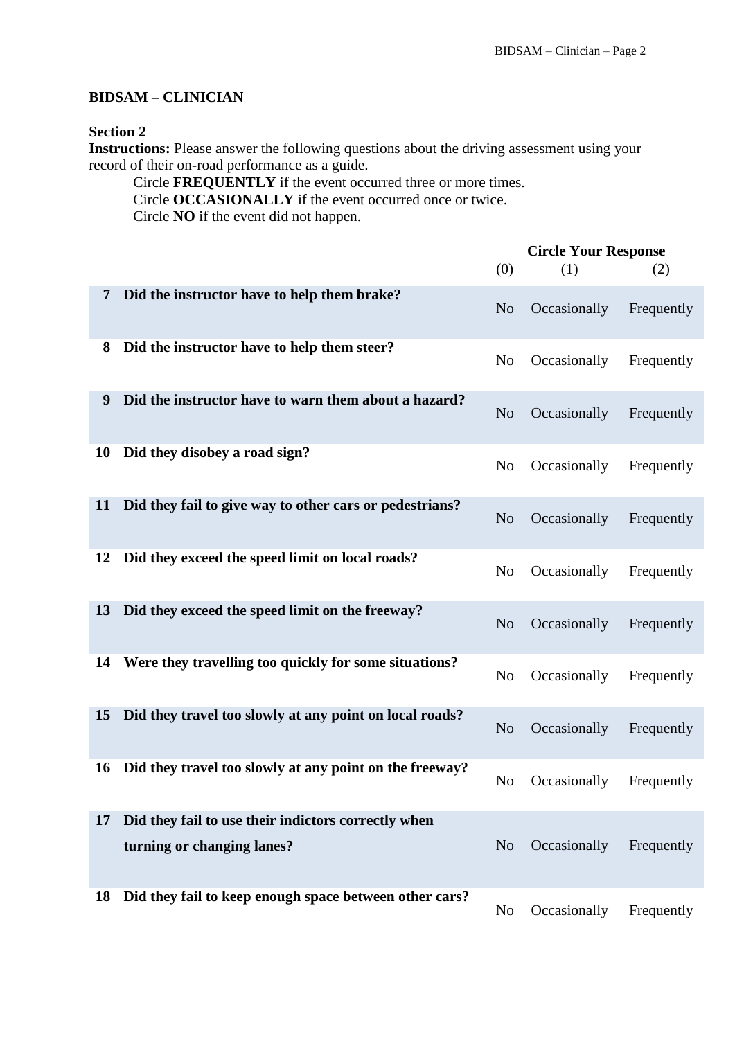**BIDSAM – CLINICIAN**

**Section 2**

**Instructions:** Please answer the following questions about the driving assessment using your record of their on-road performance as a guide.

Circle **FREQUENTLY** if the event occurred three or more times.
Circle **OCCASIONALLY** if the event occurred once or twice.
Circle **NO** if the event did not happen.

| | | Circle Your Response | | |
|---|---|---|---|---|
| | | (0) | (1) | (2) |
| **7** | **Did the instructor have to help them brake?** | No | Occasionally | Frequently |
| **8** | **Did the instructor have to help them steer?** | No | Occasionally | Frequently |
| **9** | **Did the instructor have to warn them about a hazard?** | No | Occasionally | Frequently |
| **10** | **Did they disobey a road sign?** | No | Occasionally | Frequently |
| **11** | **Did they fail to give way to other cars or pedestrians?** | No | Occasionally | Frequently |
| **12** | **Did they exceed the speed limit on local roads?** | No | Occasionally | Frequently |
| **13** | **Did they exceed the speed limit on the freeway?** | No | Occasionally | Frequently |
| **14** | **Were they travelling too quickly for some situations?** | No | Occasionally | Frequently |
| **15** | **Did they travel too slowly at any point on local roads?** | No | Occasionally | Frequently |
| **16** | **Did they travel too slowly at any point on the freeway?** | No | Occasionally | Frequently |
| **17** | **Did they fail to use their indictors correctly when turning or changing lanes?** | No | Occasionally | Frequently |
| **18** | **Did they fail to keep enough space between other cars?** | No | Occasionally | Frequently |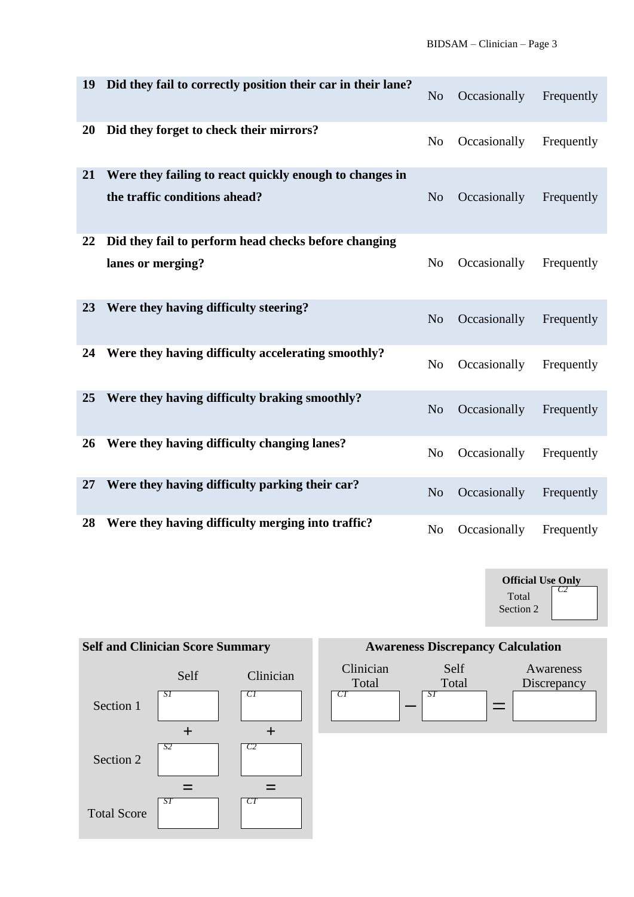| | | | | |
|---|---|---|---|---|
| **19** | **Did they fail to correctly position their car in their lane?** | No | Occasionally | Frequently |
| **20** | **Did they forget to check their mirrors?** | No | Occasionally | Frequently |
| **21** | **Were they failing to react quickly enough to changes in the traffic conditions ahead?** | No | Occasionally | Frequently |
| **22** | **Did they fail to perform head checks before changing lanes or merging?** | No | Occasionally | Frequently |
| **23** | **Were they having difficulty steering?** | No | Occasionally | Frequently |
| **24** | **Were they having difficulty accelerating smoothly?** | No | Occasionally | Frequently |
| **25** | **Were they having difficulty braking smoothly?** | No | Occasionally | Frequently |
| **26** | **Were they having difficulty changing lanes?** | No | Occasionally | Frequently |
| **27** | **Were they having difficulty parking their car?** | No | Occasionally | Frequently |
| **28** | **Were they having difficulty merging into traffic?** | No | Occasionally | Frequently |

**Official Use Only**

Total Section 2: *C2* [ ]

**Self and Clinician Score Summary**

| | Self | Clinician |
|---|---|---|
| Section 1 | *S1* [ ] | *C1* [ ] |
| | + | + |
| Section 2 | *S2* [ ] | *C2* [ ] |
| | = | = |
| Total Score | *ST* [ ] | *CT* [ ] |

**Awareness Discrepancy Calculation**

| Clinician Total | | Self Total | | Awareness Discrepancy |
|---|---|---|---|---|
| *CT* [ ] | − | *ST* [ ] | = | [ ] |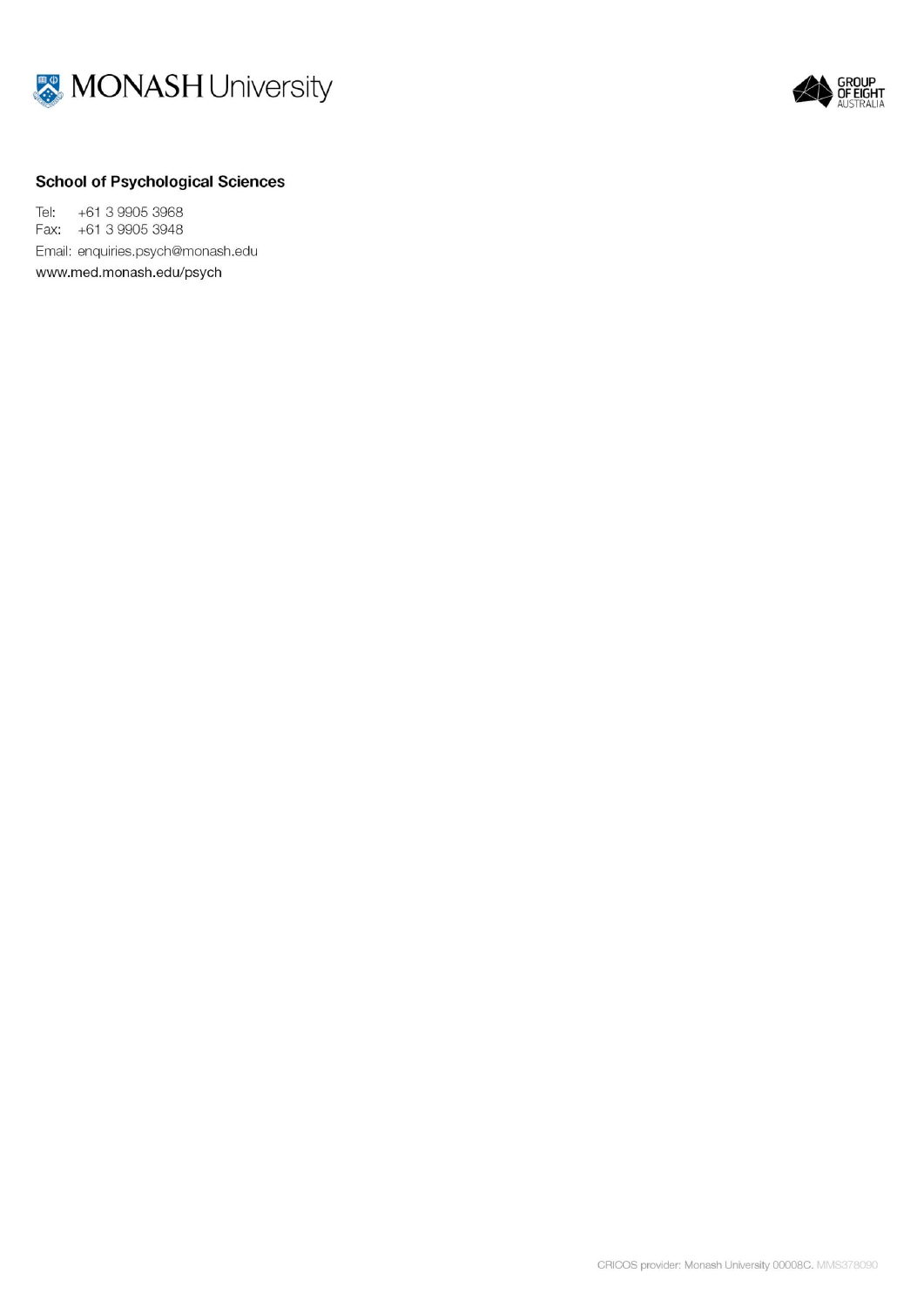MONASH University

GROUP OF EIGHT AUSTRALIA

**School of Psychological Sciences**

Tel: +61 3 9905 3968
Fax: +61 3 9905 3948
Email: enquiries.psych@monash.edu
www.med.monash.edu/psych

CRICOS provider: Monash University 00008C. MMS378090